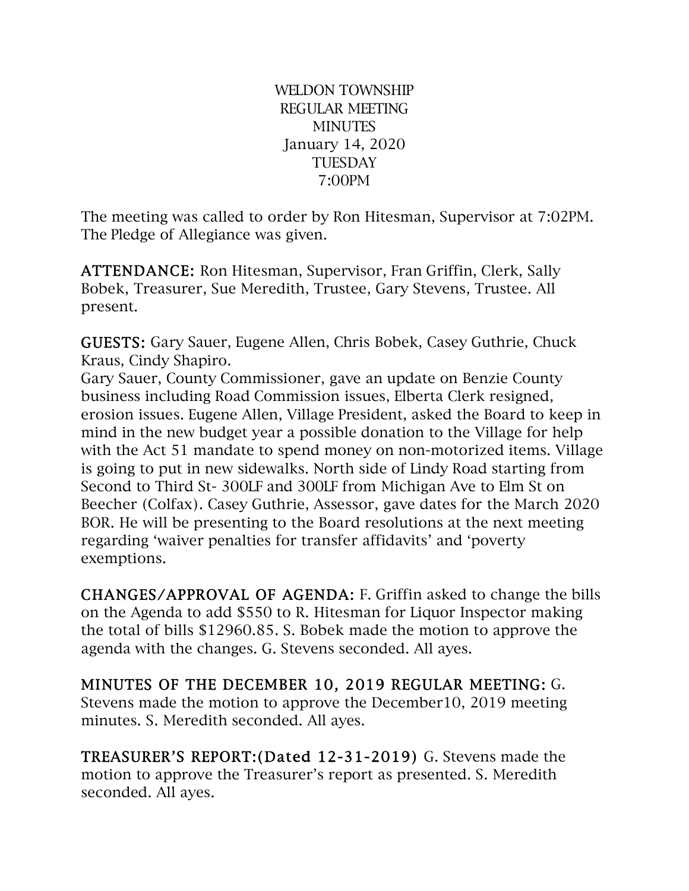WELDON TOWNSHIP
REGULAR MEETING
MINUTES
January 14, 2020
TUESDAY
7:00PM

The meeting was called to order by Ron Hitesman, Supervisor at 7:02PM. The Pledge of Allegiance was given.

**ATTENDANCE:** Ron Hitesman, Supervisor, Fran Griffin, Clerk, Sally Bobek, Treasurer, Sue Meredith, Trustee, Gary Stevens, Trustee. All present.

**GUESTS:** Gary Sauer, Eugene Allen, Chris Bobek, Casey Guthrie, Chuck Kraus, Cindy Shapiro.
Gary Sauer, County Commissioner, gave an update on Benzie County business including Road Commission issues, Elberta Clerk resigned, erosion issues. Eugene Allen, Village President, asked the Board to keep in mind in the new budget year a possible donation to the Village for help with the Act 51 mandate to spend money on non-motorized items. Village is going to put in new sidewalks. North side of Lindy Road starting from Second to Third St- 300LF and 300LF from Michigan Ave to Elm St on Beecher (Colfax). Casey Guthrie, Assessor, gave dates for the March 2020 BOR. He will be presenting to the Board resolutions at the next meeting regarding 'waiver penalties for transfer affidavits' and 'poverty exemptions.

**CHANGES/APPROVAL OF AGENDA:** F. Griffin asked to change the bills on the Agenda to add $550 to R. Hitesman for Liquor Inspector making the total of bills $12960.85. S. Bobek made the motion to approve the agenda with the changes. G. Stevens seconded. All ayes.

**MINUTES OF THE DECEMBER 10, 2019 REGULAR MEETING:** G. Stevens made the motion to approve the December10, 2019 meeting minutes. S. Meredith seconded. All ayes.

**TREASURER'S REPORT:(Dated 12-31-2019)** G. Stevens made the motion to approve the Treasurer's report as presented. S. Meredith seconded. All ayes.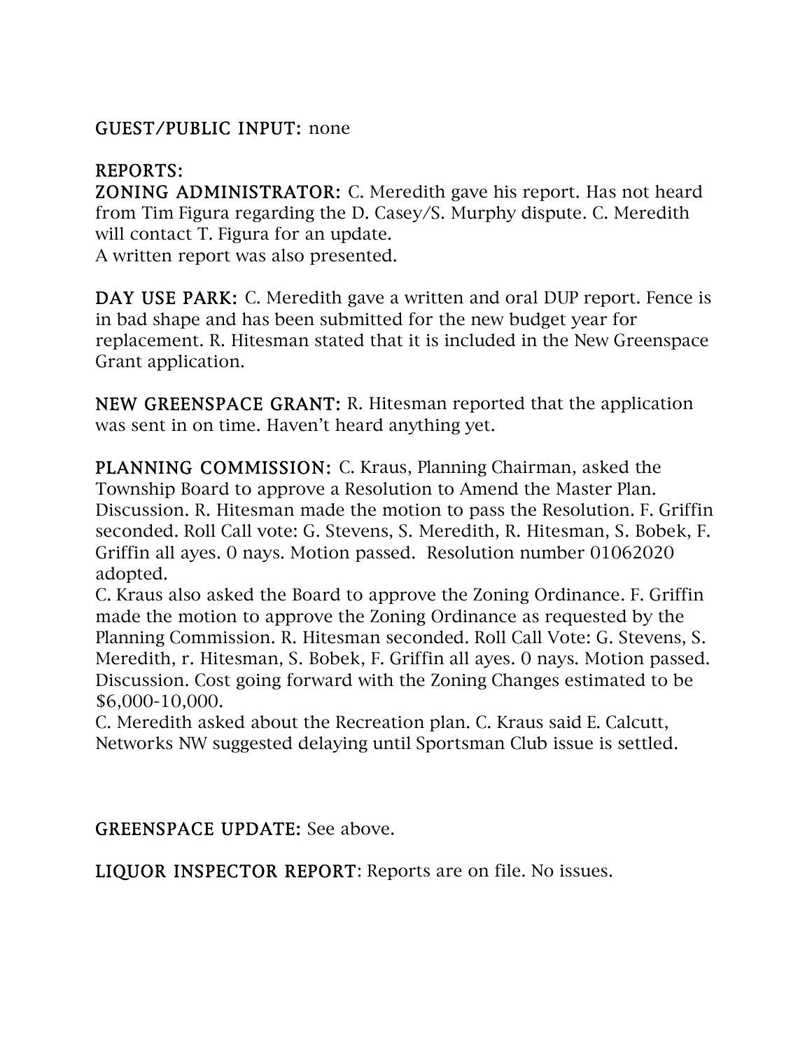**GUEST/PUBLIC INPUT:** none

**REPORTS:**

**ZONING ADMINISTRATOR:** C. Meredith gave his report. Has not heard from Tim Figura regarding the D. Casey/S. Murphy dispute. C. Meredith will contact T. Figura for an update.
A written report was also presented.

**DAY USE PARK:** C. Meredith gave a written and oral DUP report. Fence is in bad shape and has been submitted for the new budget year for replacement. R. Hitesman stated that it is included in the New Greenspace Grant application.

**NEW GREENSPACE GRANT:** R. Hitesman reported that the application was sent in on time. Haven't heard anything yet.

**PLANNING COMMISSION:** C. Kraus, Planning Chairman, asked the Township Board to approve a Resolution to Amend the Master Plan. Discussion. R. Hitesman made the motion to pass the Resolution. F. Griffin seconded. Roll Call vote: G. Stevens, S. Meredith, R. Hitesman, S. Bobek, F. Griffin all ayes. 0 nays. Motion passed. Resolution number 01062020 adopted.
C. Kraus also asked the Board to approve the Zoning Ordinance. F. Griffin made the motion to approve the Zoning Ordinance as requested by the Planning Commission. R. Hitesman seconded. Roll Call Vote: G. Stevens, S. Meredith, r. Hitesman, S. Bobek, F. Griffin all ayes. 0 nays. Motion passed. Discussion. Cost going forward with the Zoning Changes estimated to be $6,000-10,000.
C. Meredith asked about the Recreation plan. C. Kraus said E. Calcutt, Networks NW suggested delaying until Sportsman Club issue is settled.

**GREENSPACE UPDATE:** See above.

**LIQUOR INSPECTOR REPORT:** Reports are on file. No issues.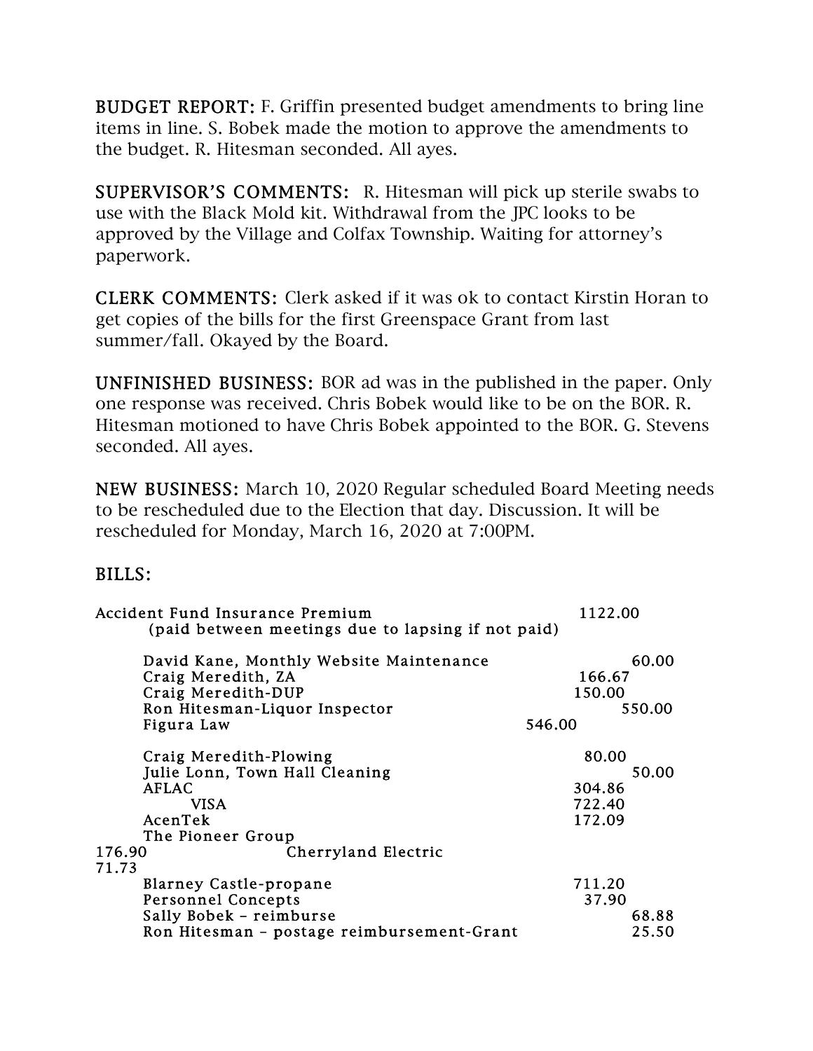**BUDGET REPORT:** F. Griffin presented budget amendments to bring line items in line. S. Bobek made the motion to approve the amendments to the budget. R. Hitesman seconded. All ayes.

**SUPERVISOR'S COMMENTS:** R. Hitesman will pick up sterile swabs to use with the Black Mold kit. Withdrawal from the JPC looks to be approved by the Village and Colfax Township. Waiting for attorney's paperwork.

**CLERK COMMENTS:** Clerk asked if it was ok to contact Kirstin Horan to get copies of the bills for the first Greenspace Grant from last summer/fall. Okayed by the Board.

**UNFINISHED BUSINESS:** BOR ad was in the published in the paper. Only one response was received. Chris Bobek would like to be on the BOR. R. Hitesman motioned to have Chris Bobek appointed to the BOR. G. Stevens seconded. All ayes.

**NEW BUSINESS:** March 10, 2020 Regular scheduled Board Meeting needs to be rescheduled due to the Election that day. Discussion. It will be rescheduled for Monday, March 16, 2020 at 7:00PM.

**BILLS:**

| | |
|---|---|
| Accident Fund Insurance Premium (paid between meetings due to lapsing if not paid) | 1122.00 |
| David Kane, Monthly Website Maintenance | 60.00 |
| Craig Meredith, ZA | 166.67 |
| Craig Meredith-DUP | 150.00 |
| Ron Hitesman-Liquor Inspector | 550.00 |
| Figura Law | 546.00 |
| Craig Meredith-Plowing | 80.00 |
| Julie Lonn, Town Hall Cleaning | 50.00 |
| AFLAC | 304.86 |
| VISA | 722.40 |
| AcenTek | 172.09 |
| The Pioneer Group | 176.90 |
| Cherryland Electric | 71.73 |
| Blarney Castle-propane | 711.20 |
| Personnel Concepts | 37.90 |
| Sally Bobek – reimburse | 68.88 |
| Ron Hitesman – postage reimbursement-Grant | 25.50 |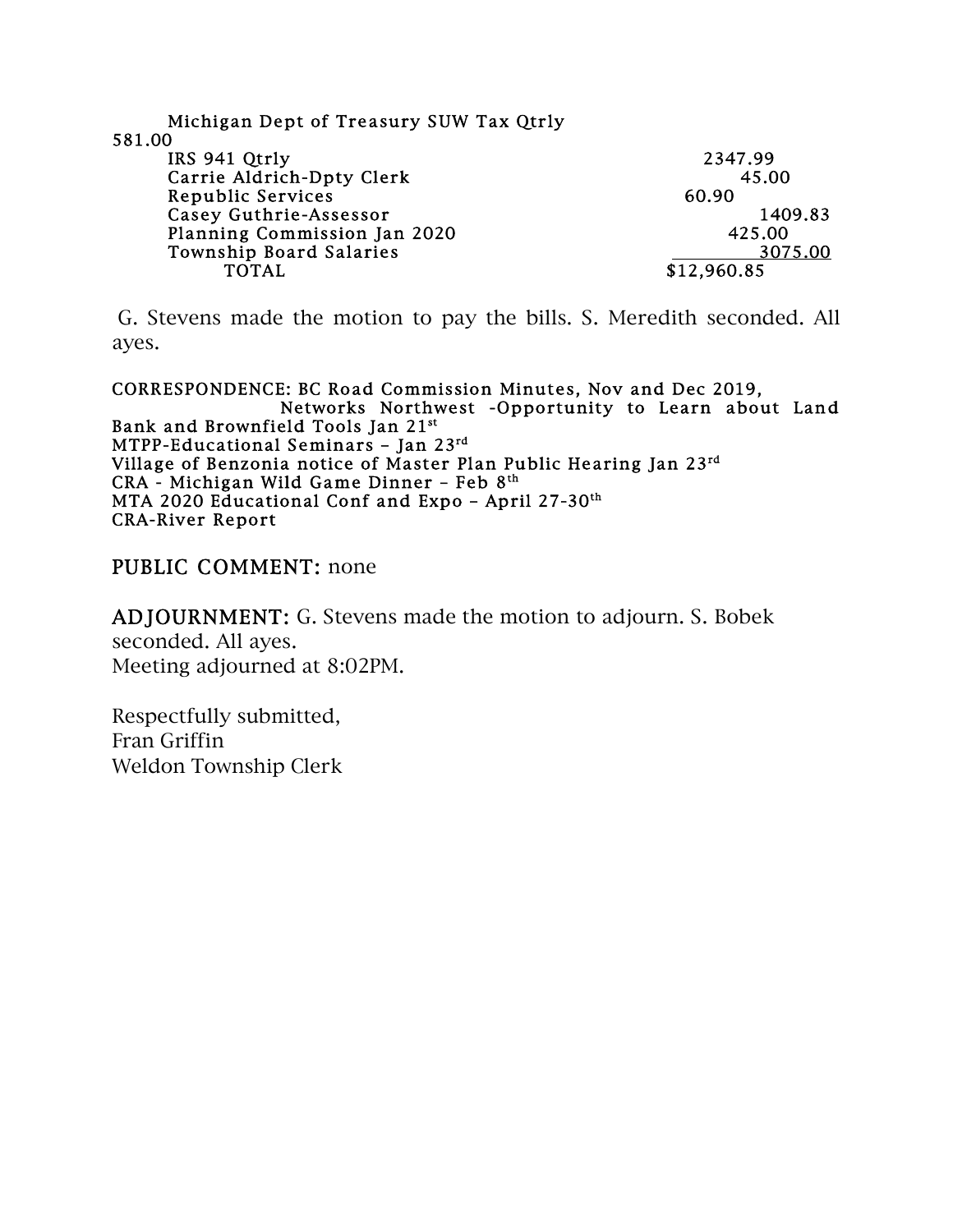| | |
|---|---|
| Michigan Dept of Treasury SUW Tax Qtrly | 581.00 |
| IRS 941 Qtrly | 2347.99 |
| Carrie Aldrich-Dpty Clerk | 45.00 |
| Republic Services | 60.90 |
| Casey Guthrie-Assessor | 1409.83 |
| Planning Commission Jan 2020 | 425.00 |
| Township Board Salaries | 3075.00 |
| TOTAL | $12,960.85 |

G. Stevens made the motion to pay the bills. S. Meredith seconded. All ayes.

CORRESPONDENCE: BC Road Commission Minutes, Nov and Dec 2019,
Networks Northwest -Opportunity to Learn about Land Bank and Brownfield Tools Jan 21st
MTPP-Educational Seminars – Jan 23rd
Village of Benzonia notice of Master Plan Public Hearing Jan 23rd
CRA - Michigan Wild Game Dinner – Feb 8th
MTA 2020 Educational Conf and Expo – April 27-30th
CRA-River Report

PUBLIC COMMENT: none

ADJOURNMENT: G. Stevens made the motion to adjourn. S. Bobek seconded. All ayes.
Meeting adjourned at 8:02PM.

Respectfully submitted,
Fran Griffin
Weldon Township Clerk